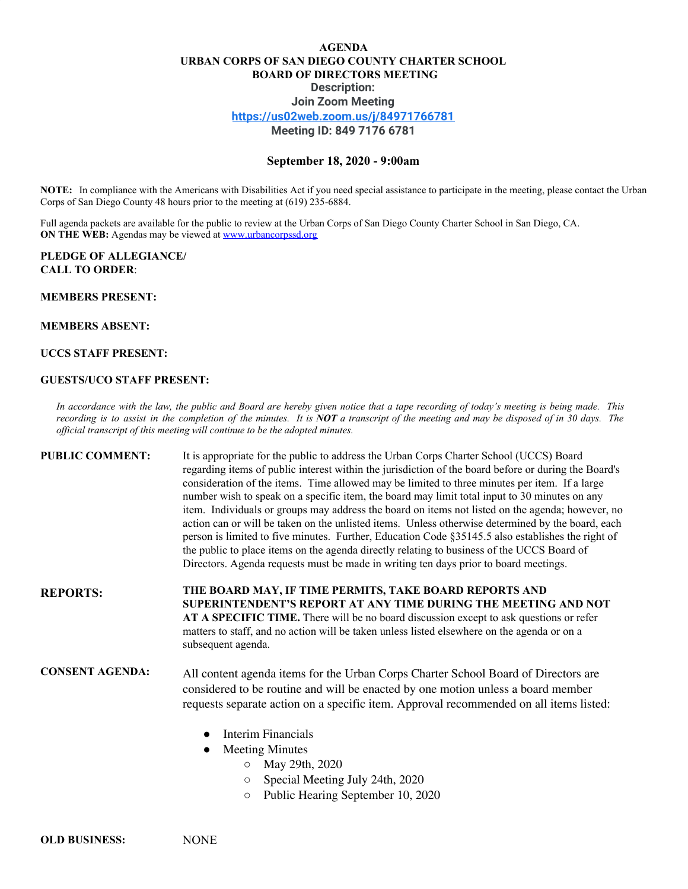# AGENDA
## URBAN CORPS OF SAN DIEGO COUNTY CHARTER SCHOOL
## BOARD OF DIRECTORS MEETING

**Description:**

**Join Zoom Meeting**

**https://us02web.zoom.us/j/84971766781**

**Meeting ID: 849 7176 6781**

**September 18, 2020 - 9:00am**

**NOTE:** In compliance with the Americans with Disabilities Act if you need special assistance to participate in the meeting, please contact the Urban Corps of San Diego County 48 hours prior to the meeting at (619) 235-6884.

Full agenda packets are available for the public to review at the Urban Corps of San Diego County Charter School in San Diego, CA.
**ON THE WEB:** Agendas may be viewed at www.urbancorpssd.org

**PLEDGE OF ALLEGIANCE/**
**CALL TO ORDER**:

**MEMBERS PRESENT:**

**MEMBERS ABSENT:**

**UCCS STAFF PRESENT:**

**GUESTS/UCO STAFF PRESENT:**

*In accordance with the law, the public and Board are hereby given notice that a tape recording of today's meeting is being made. This recording is to assist in the completion of the minutes. It is **NOT** a transcript of the meeting and may be disposed of in 30 days. The official transcript of this meeting will continue to be the adopted minutes.*

**PUBLIC COMMENT:** It is appropriate for the public to address the Urban Corps Charter School (UCCS) Board regarding items of public interest within the jurisdiction of the board before or during the Board's consideration of the items. Time allowed may be limited to three minutes per item. If a large number wish to speak on a specific item, the board may limit total input to 30 minutes on any item. Individuals or groups may address the board on items not listed on the agenda; however, no action can or will be taken on the unlisted items. Unless otherwise determined by the board, each person is limited to five minutes. Further, Education Code §35145.5 also establishes the right of the public to place items on the agenda directly relating to business of the UCCS Board of Directors. Agenda requests must be made in writing ten days prior to board meetings.

**REPORTS:** **THE BOARD MAY, IF TIME PERMITS, TAKE BOARD REPORTS AND SUPERINTENDENT'S REPORT AT ANY TIME DURING THE MEETING AND NOT AT A SPECIFIC TIME.** There will be no board discussion except to ask questions or refer matters to staff, and no action will be taken unless listed elsewhere on the agenda or on a subsequent agenda.

**CONSENT AGENDA:** All content agenda items for the Urban Corps Charter School Board of Directors are considered to be routine and will be enacted by one motion unless a board member requests separate action on a specific item. Approval recommended on all items listed:

- Interim Financials
- Meeting Minutes
  - May 29th, 2020
  - Special Meeting July 24th, 2020
  - Public Hearing September 10, 2020

**OLD BUSINESS:** NONE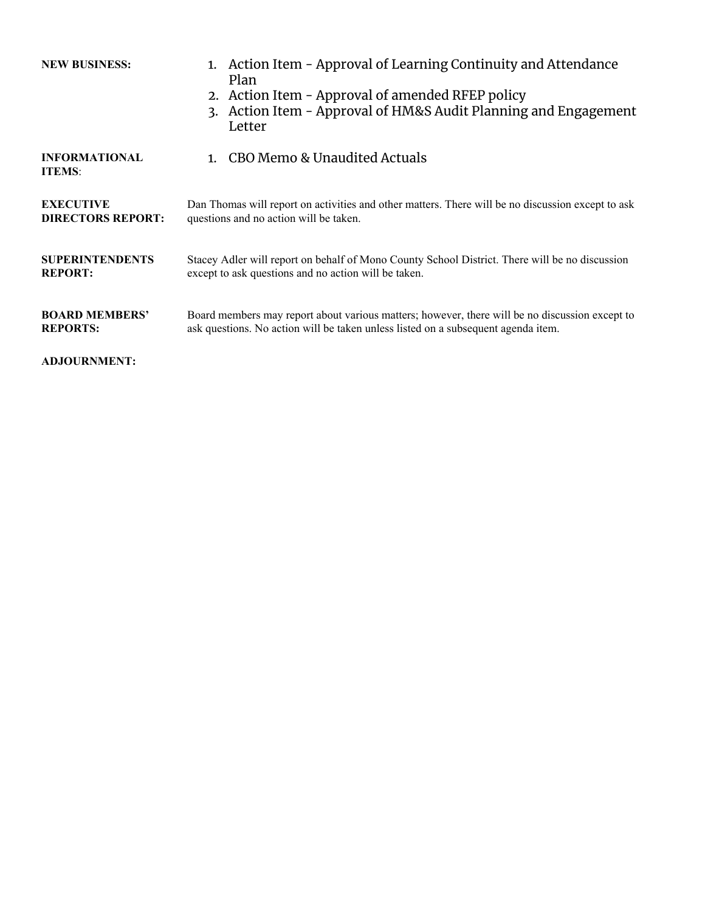**NEW BUSINESS:**

1. Action Item - Approval of Learning Continuity and Attendance Plan
2. Action Item - Approval of amended RFEP policy
3. Action Item - Approval of HM&S Audit Planning and Engagement Letter

**INFORMATIONAL ITEMS**:

1. CBO Memo & Unaudited Actuals

**EXECUTIVE DIRECTORS REPORT:**

Dan Thomas will report on activities and other matters. There will be no discussion except to ask questions and no action will be taken.

**SUPERINTENDENTS REPORT:**

Stacey Adler will report on behalf of Mono County School District. There will be no discussion except to ask questions and no action will be taken.

**BOARD MEMBERS' REPORTS:**

Board members may report about various matters; however, there will be no discussion except to ask questions. No action will be taken unless listed on a subsequent agenda item.

**ADJOURNMENT:**